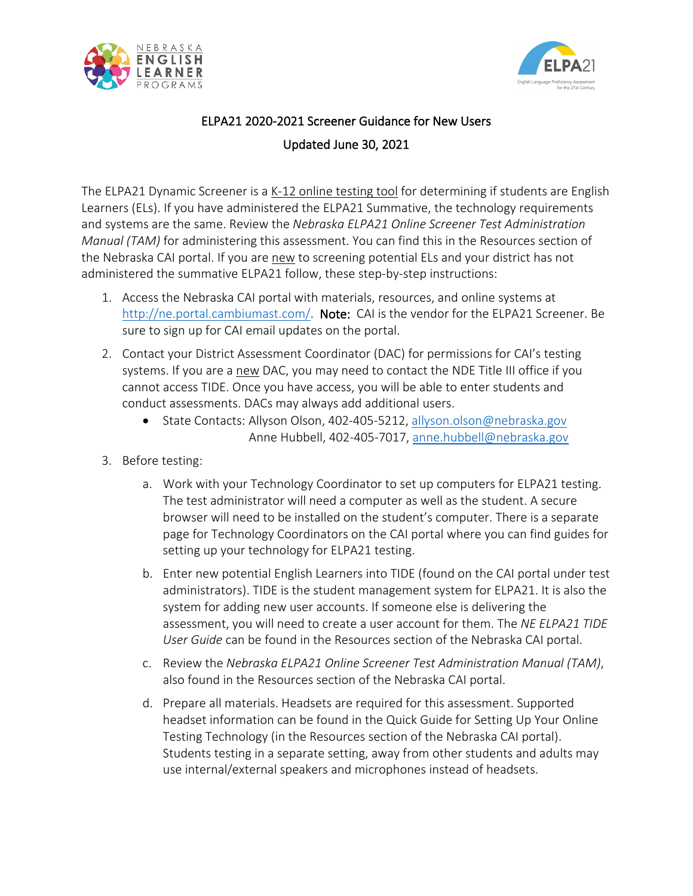## ELPA21 2020-2021 Screener Guidance for New Users

### Updated June 30, 2021

The ELPA21 Dynamic Screener is a K-12 online testing tool for determining if students are English Learners (ELs). If you have administered the ELPA21 Summative, the technology requirements and systems are the same. Review the *Nebraska ELPA21 Online Screener Test Administration Manual (TAM)* for administering this assessment. You can find this in the Resources section of the Nebraska CAI portal. If you are new to screening potential ELs and your district has not administered the summative ELPA21 follow, these step-by-step instructions:

1. Access the Nebraska CAI portal with materials, resources, and online systems at [http://ne.portal.cambiumast.com/](http://ne.portal.cambiumast.com/). **Note:** CAI is the vendor for the ELPA21 Screener. Be sure to sign up for CAI email updates on the portal.
2. Contact your District Assessment Coordinator (DAC) for permissions for CAI's testing systems. If you are a new DAC, you may need to contact the NDE Title III office if you cannot access TIDE. Once you have access, you will be able to enter students and conduct assessments. DACs may always add additional users.
   - State Contacts: Allyson Olson, 402-405-5212, allyson.olson@nebraska.gov
     Anne Hubbell, 402-405-7017, anne.hubbell@nebraska.gov
3. Before testing:
   a. Work with your Technology Coordinator to set up computers for ELPA21 testing. The test administrator will need a computer as well as the student. A secure browser will need to be installed on the student's computer. There is a separate page for Technology Coordinators on the CAI portal where you can find guides for setting up your technology for ELPA21 testing.
   
   b. Enter new potential English Learners into TIDE (found on the CAI portal under test administrators). TIDE is the student management system for ELPA21. It is also the system for adding new user accounts. If someone else is delivering the assessment, you will need to create a user account for them. The *NE ELPA21 TIDE User Guide* can be found in the Resources section of the Nebraska CAI portal.
   
   c. Review the *Nebraska ELPA21 Online Screener Test Administration Manual (TAM)*, also found in the Resources section of the Nebraska CAI portal.
   
   d. Prepare all materials. Headsets are required for this assessment. Supported headset information can be found in the Quick Guide for Setting Up Your Online Testing Technology (in the Resources section of the Nebraska CAI portal). Students testing in a separate setting, away from other students and adults may use internal/external speakers and microphones instead of headsets.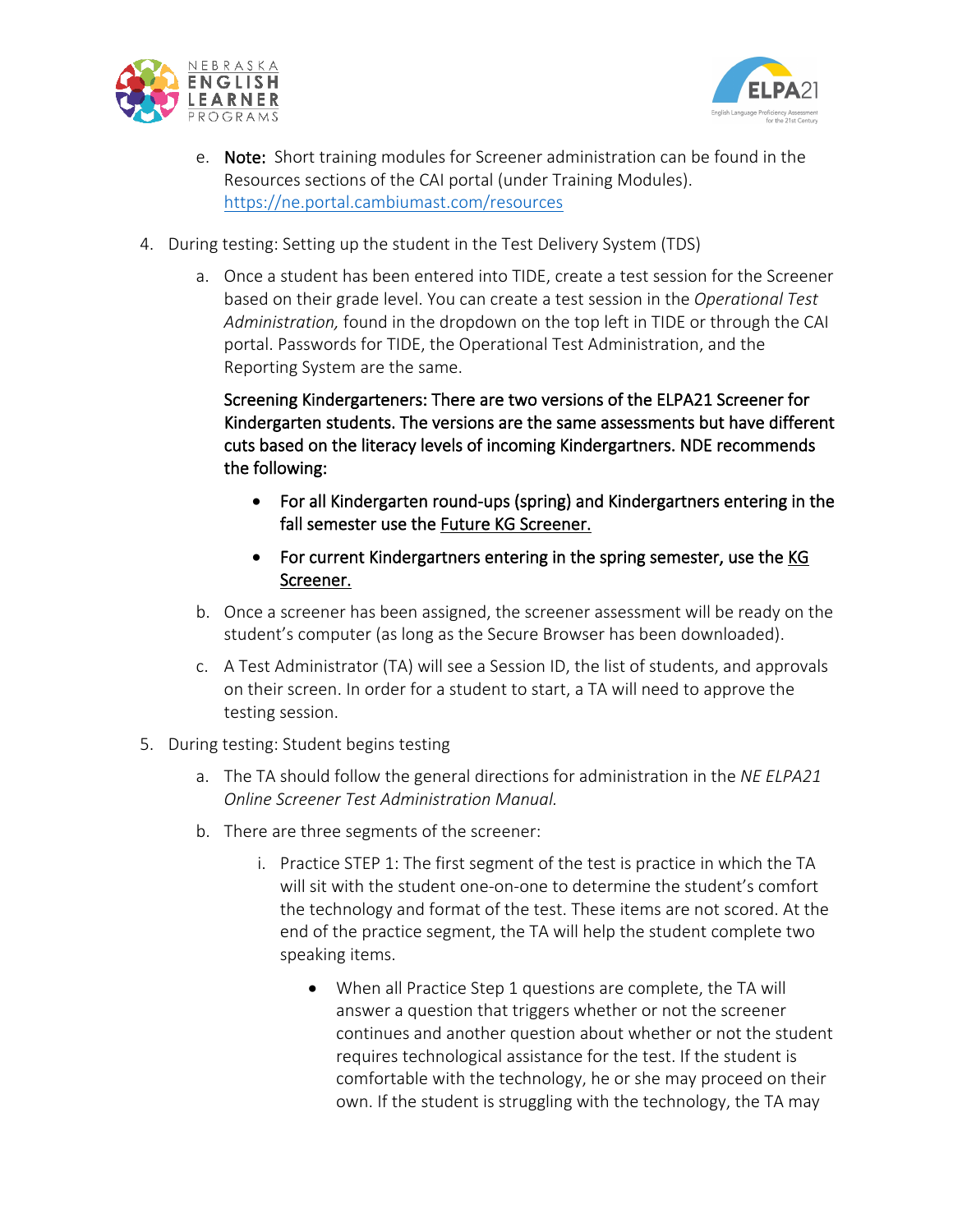e. **Note:** Short training modules for Screener administration can be found in the Resources sections of the CAI portal (under Training Modules). https://ne.portal.cambiumast.com/resources

4. During testing: Setting up the student in the Test Delivery System (TDS)

   a. Once a student has been entered into TIDE, create a test session for the Screener based on their grade level. You can create a test session in the *Operational Test Administration,* found in the dropdown on the top left in TIDE or through the CAI portal. Passwords for TIDE, the Operational Test Administration, and the Reporting System are the same.

      Screening Kindergarteners: There are two versions of the ELPA21 Screener for Kindergarten students. The versions are the same assessments but have different cuts based on the literacy levels of incoming Kindergartners. NDE recommends the following:

      - For all Kindergarten round-ups (spring) and Kindergartners entering in the fall semester use the <u>Future KG Screener.</u>
      - For current Kindergartners entering in the spring semester, use the <u>KG Screener.</u>

   b. Once a screener has been assigned, the screener assessment will be ready on the student's computer (as long as the Secure Browser has been downloaded).

   c. A Test Administrator (TA) will see a Session ID, the list of students, and approvals on their screen. In order for a student to start, a TA will need to approve the testing session.

5. During testing: Student begins testing

   a. The TA should follow the general directions for administration in the *NE ELPA21 Online Screener Test Administration Manual.*

   b. There are three segments of the screener:

      i. Practice STEP 1: The first segment of the test is practice in which the TA will sit with the student one-on-one to determine the student's comfort the technology and format of the test. These items are not scored. At the end of the practice segment, the TA will help the student complete two speaking items.

         - When all Practice Step 1 questions are complete, the TA will answer a question that triggers whether or not the screener continues and another question about whether or not the student requires technological assistance for the test. If the student is comfortable with the technology, he or she may proceed on their own. If the student is struggling with the technology, the TA may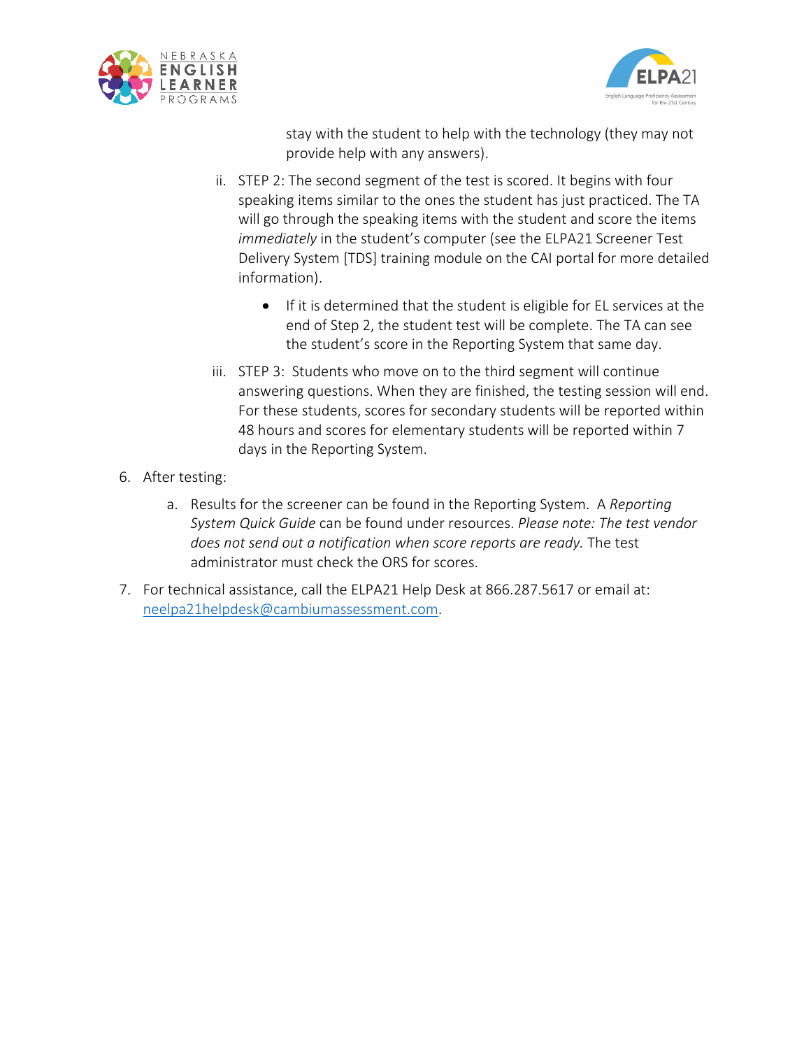stay with the student to help with the technology (they may not provide help with any answers).

   ii. STEP 2: The second segment of the test is scored. It begins with four speaking items similar to the ones the student has just practiced. The TA will go through the speaking items with the student and score the items *immediately* in the student's computer (see the ELPA21 Screener Test Delivery System [TDS] training module on the CAI portal for more detailed information).

      - If it is determined that the student is eligible for EL services at the end of Step 2, the student test will be complete. The TA can see the student's score in the Reporting System that same day.

   iii. STEP 3: Students who move on to the third segment will continue answering questions. When they are finished, the testing session will end. For these students, scores for secondary students will be reported within 48 hours and scores for elementary students will be reported within 7 days in the Reporting System.

6. After testing:
   a. Results for the screener can be found in the Reporting System. A *Reporting System Quick Guide* can be found under resources. *Please note: The test vendor does not send out a notification when score reports are ready.* The test administrator must check the ORS for scores.

7. For technical assistance, call the ELPA21 Help Desk at 866.287.5617 or email at: neelpa21helpdesk@cambiumassessment.com.